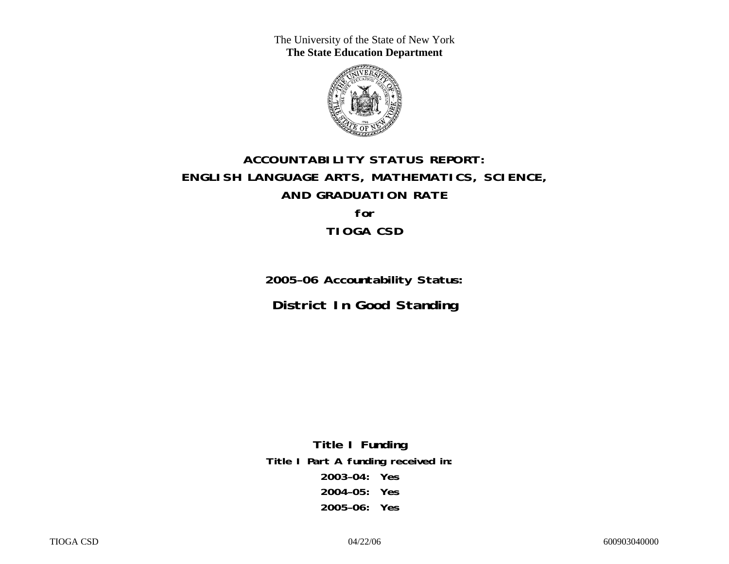The University of the State of New York
**The State Education Department**

# ACCOUNTABILITY STATUS REPORT: ENGLISH LANGUAGE ARTS, MATHEMATICS, SCIENCE, AND GRADUATION RATE

**for**

**TIOGA CSD**

## 2005–06 Accountability Status:

## District In Good Standing

**Title I Funding**

**Title I Part A funding received in:**

**2003–04: Yes**

**2004–05: Yes**

**2005–06: Yes**

TIOGA CSD 04/22/06 600903040000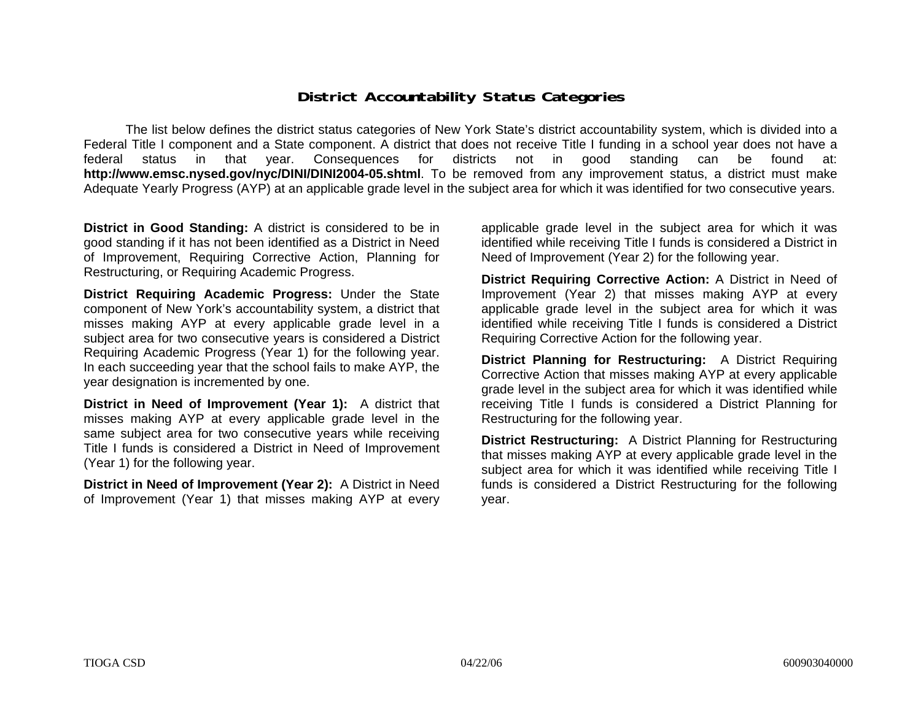## District Accountability Status Categories

The list below defines the district status categories of New York State's district accountability system, which is divided into a Federal Title I component and a State component. A district that does not receive Title I funding in a school year does not have a federal status in that year. Consequences for districts not in good standing can be found at: **http://www.emsc.nysed.gov/nyc/DINI/DINI2004-05.shtml**. To be removed from any improvement status, a district must make Adequate Yearly Progress (AYP) at an applicable grade level in the subject area for which it was identified for two consecutive years.

**District in Good Standing:** A district is considered to be in good standing if it has not been identified as a District in Need of Improvement, Requiring Corrective Action, Planning for Restructuring, or Requiring Academic Progress.

**District Requiring Academic Progress:** Under the State component of New York's accountability system, a district that misses making AYP at every applicable grade level in a subject area for two consecutive years is considered a District Requiring Academic Progress (Year 1) for the following year. In each succeeding year that the school fails to make AYP, the year designation is incremented by one.

**District in Need of Improvement (Year 1):** A district that misses making AYP at every applicable grade level in the same subject area for two consecutive years while receiving Title I funds is considered a District in Need of Improvement (Year 1) for the following year.

**District in Need of Improvement (Year 2):** A District in Need of Improvement (Year 1) that misses making AYP at every applicable grade level in the subject area for which it was identified while receiving Title I funds is considered a District in Need of Improvement (Year 2) for the following year.

**District Requiring Corrective Action:** A District in Need of Improvement (Year 2) that misses making AYP at every applicable grade level in the subject area for which it was identified while receiving Title I funds is considered a District Requiring Corrective Action for the following year.

**District Planning for Restructuring:** A District Requiring Corrective Action that misses making AYP at every applicable grade level in the subject area for which it was identified while receiving Title I funds is considered a District Planning for Restructuring for the following year.

**District Restructuring:** A District Planning for Restructuring that misses making AYP at every applicable grade level in the subject area for which it was identified while receiving Title I funds is considered a District Restructuring for the following year.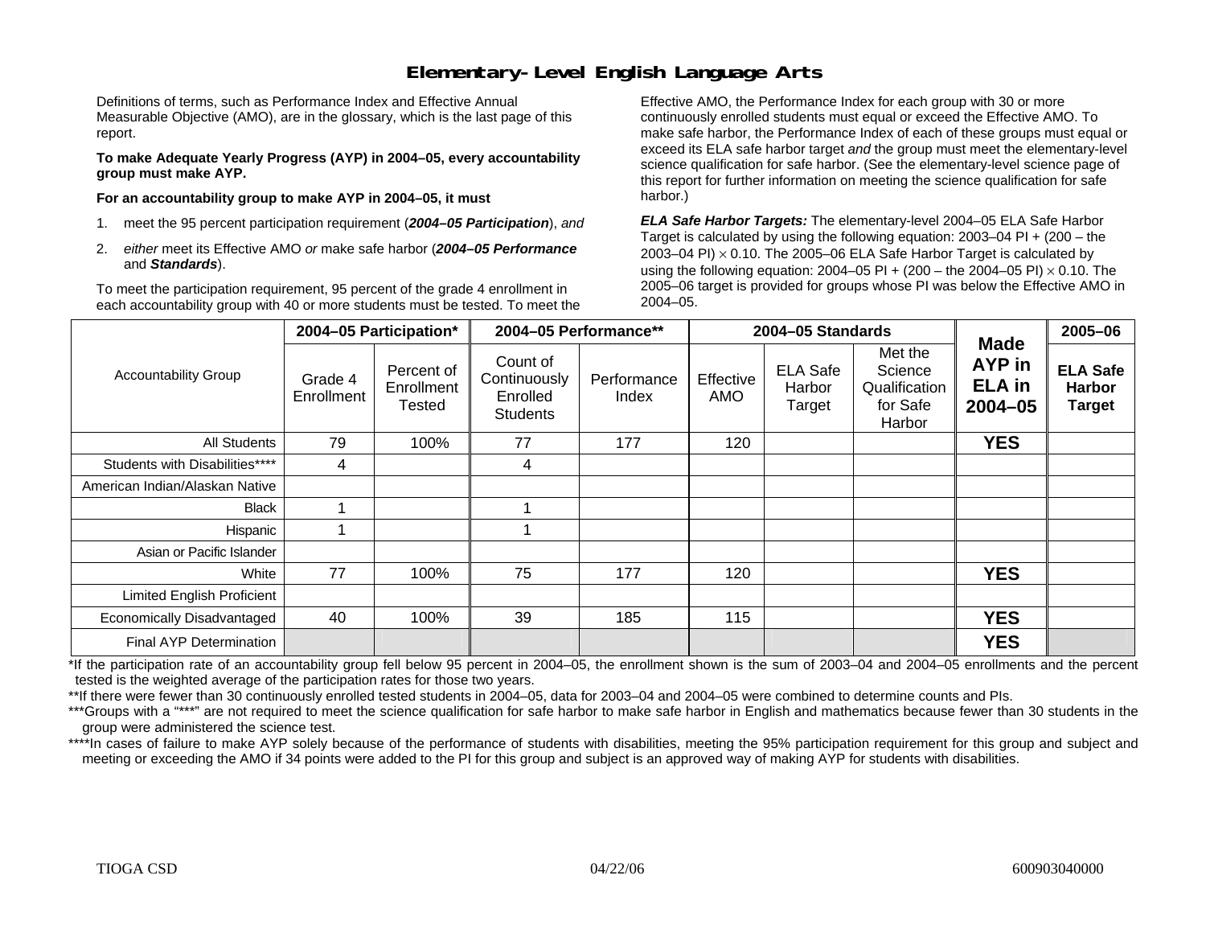# Elementary-Level English Language Arts

Definitions of terms, such as Performance Index and Effective Annual Measurable Objective (AMO), are in the glossary, which is the last page of this report.

**To make Adequate Yearly Progress (AYP) in 2004–05, every accountability group must make AYP.**

**For an accountability group to make AYP in 2004–05, it must**

1. meet the 95 percent participation requirement (***2004–05 Participation***), *and*
2. *either* meet its Effective AMO *or* make safe harbor (***2004–05 Performance*** and ***Standards***).

To meet the participation requirement, 95 percent of the grade 4 enrollment in each accountability group with 40 or more students must be tested. To meet the Effective AMO, the Performance Index for each group with 30 or more continuously enrolled students must equal or exceed the Effective AMO. To make safe harbor, the Performance Index of each of these groups must equal or exceed its ELA safe harbor target *and* the group must meet the elementary-level science qualification for safe harbor. (See the elementary-level science page of this report for further information on meeting the science qualification for safe harbor.)

***ELA Safe Harbor Targets:*** The elementary-level 2004–05 ELA Safe Harbor Target is calculated by using the following equation: 2003–04 PI + (200 – the 2003–04 PI) $\times$ 0.10. The 2005–06 ELA Safe Harbor Target is calculated by using the following equation: 2004–05 PI + (200 – the 2004–05 PI) $\times$ 0.10. The 2005–06 target is provided for groups whose PI was below the Effective AMO in 2004–05.

| Accountability Group | 2004–05 Participation* | | 2004–05 Performance** | | 2004–05 Standards | | | Made AYP in ELA in 2004–05 | 2005–06 |
|---|---|---|---|---|---|---|---|---|---|
| | Grade 4 Enrollment | Percent of Enrollment Tested | Count of Continuously Enrolled Students | Performance Index | Effective AMO | ELA Safe Harbor Target | Met the Science Qualification for Safe Harbor | | ELA Safe Harbor Target |
| All Students | 79 | 100% | 77 | 177 | 120 | | | **YES** | |
| Students with Disabilities**** | 4 | | 4 | | | | | | |
| American Indian/Alaskan Native | | | | | | | | | |
| Black | 1 | | 1 | | | | | | |
| Hispanic | 1 | | 1 | | | | | | |
| Asian or Pacific Islander | | | | | | | | | |
| White | 77 | 100% | 75 | 177 | 120 | | | **YES** | |
| Limited English Proficient | | | | | | | | | |
| Economically Disadvantaged | 40 | 100% | 39 | 185 | 115 | | | **YES** | |
| Final AYP Determination | | | | | | | | **YES** | |

*If the participation rate of an accountability group fell below 95 percent in 2004–05, the enrollment shown is the sum of 2003–04 and 2004–05 enrollments and the percent tested is the weighted average of the participation rates for those two years.

**If there were fewer than 30 continuously enrolled tested students in 2004–05, data for 2003–04 and 2004–05 were combined to determine counts and PIs.

***Groups with a "***" are not required to meet the science qualification for safe harbor to make safe harbor in English and mathematics because fewer than 30 students in the group were administered the science test.

****In cases of failure to make AYP solely because of the performance of students with disabilities, meeting the 95% participation requirement for this group and subject and meeting or exceeding the AMO if 34 points were added to the PI for this group and subject is an approved way of making AYP for students with disabilities.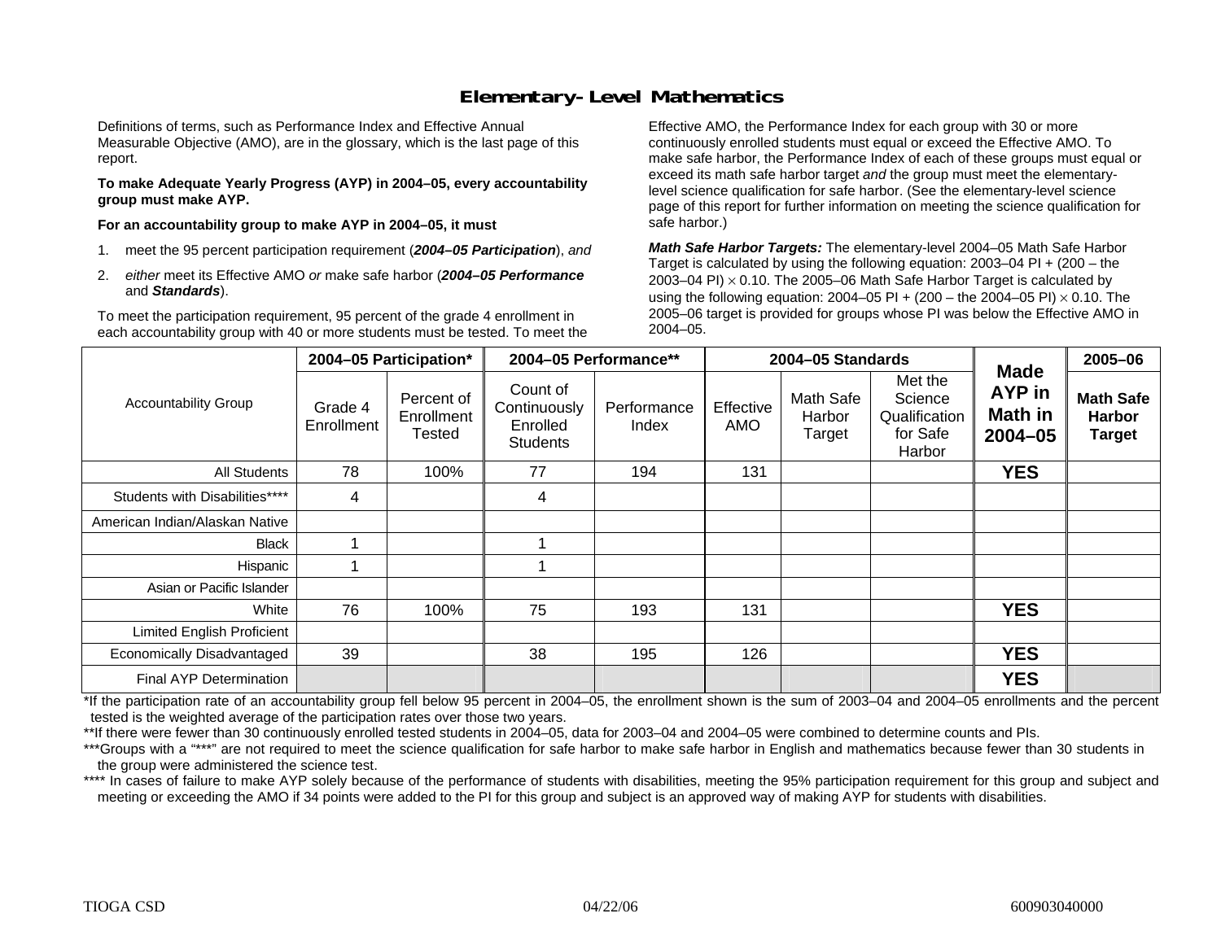# Elementary-Level Mathematics

Definitions of terms, such as Performance Index and Effective Annual Measurable Objective (AMO), are in the glossary, which is the last page of this report.

**To make Adequate Yearly Progress (AYP) in 2004–05, every accountability group must make AYP.**

**For an accountability group to make AYP in 2004–05, it must**

1. meet the 95 percent participation requirement (***2004–05 Participation***), *and*
2. *either* meet its Effective AMO *or* make safe harbor (***2004–05 Performance*** and ***Standards***).

To meet the participation requirement, 95 percent of the grade 4 enrollment in each accountability group with 40 or more students must be tested. To meet the Effective AMO, the Performance Index for each group with 30 or more continuously enrolled students must equal or exceed the Effective AMO. To make safe harbor, the Performance Index of each of these groups must equal or exceed its math safe harbor target *and* the group must meet the elementary-level science qualification for safe harbor. (See the elementary-level science page of this report for further information on meeting the science qualification for safe harbor.)

***Math Safe Harbor Targets:*** The elementary-level 2004–05 Math Safe Harbor Target is calculated by using the following equation: 2003–04 PI + (200 – the 2003–04 PI) × 0.10. The 2005–06 Math Safe Harbor Target is calculated by using the following equation: 2004–05 PI + (200 – the 2004–05 PI) × 0.10. The 2005–06 target is provided for groups whose PI was below the Effective AMO in 2004–05.

| Accountability Group | 2004–05 Participation* | | 2004–05 Performance** | | 2004–05 Standards | | | Made AYP in Math in 2004–05 | 2005–06 |
|---|---|---|---|---|---|---|---|---|---|
| | Grade 4 Enrollment | Percent of Enrollment Tested | Count of Continuously Enrolled Students | Performance Index | Effective AMO | Math Safe Harbor Target | Met the Science Qualification for Safe Harbor | | Math Safe Harbor Target |
| All Students | 78 | 100% | 77 | 194 | 131 | | | **YES** | |
| Students with Disabilities**** | 4 | | 4 | | | | | | |
| American Indian/Alaskan Native | | | | | | | | | |
| Black | 1 | | 1 | | | | | | |
| Hispanic | 1 | | 1 | | | | | | |
| Asian or Pacific Islander | | | | | | | | | |
| White | 76 | 100% | 75 | 193 | 131 | | | **YES** | |
| Limited English Proficient | | | | | | | | | |
| Economically Disadvantaged | 39 | | 38 | 195 | 126 | | | **YES** | |
| Final AYP Determination | | | | | | | | **YES** | |

*If the participation rate of an accountability group fell below 95 percent in 2004–05, the enrollment shown is the sum of 2003–04 and 2004–05 enrollments and the percent tested is the weighted average of the participation rates over those two years.

**If there were fewer than 30 continuously enrolled tested students in 2004–05, data for 2003–04 and 2004–05 were combined to determine counts and PIs.

***Groups with a "***" are not required to meet the science qualification for safe harbor to make safe harbor in English and mathematics because fewer than 30 students in the group were administered the science test.

**** In cases of failure to make AYP solely because of the performance of students with disabilities, meeting the 95% participation requirement for this group and subject and meeting or exceeding the AMO if 34 points were added to the PI for this group and subject is an approved way of making AYP for students with disabilities.

TIOGA CSD 04/22/06 600903040000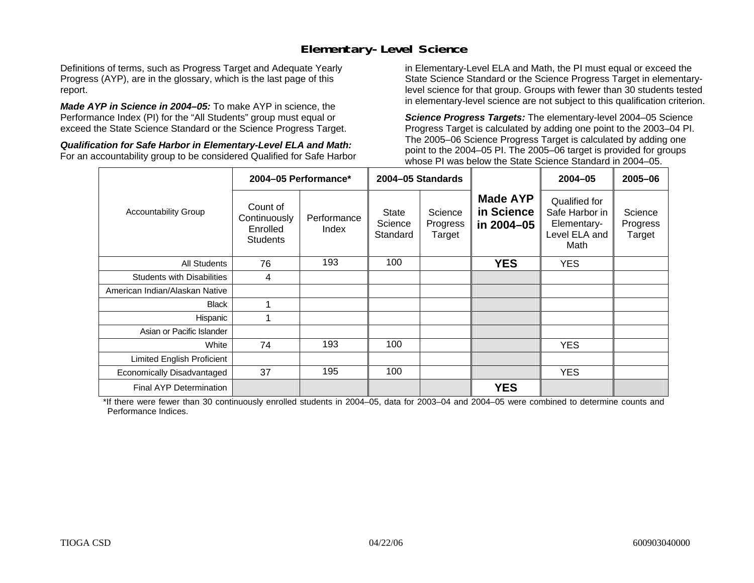## Elementary-Level Science

Definitions of terms, such as Progress Target and Adequate Yearly Progress (AYP), are in the glossary, which is the last page of this report.

***Made AYP in Science in 2004–05:*** To make AYP in science, the Performance Index (PI) for the "All Students" group must equal or exceed the State Science Standard or the Science Progress Target.

***Qualification for Safe Harbor in Elementary-Level ELA and Math:*** For an accountability group to be considered Qualified for Safe Harbor in Elementary-Level ELA and Math, the PI must equal or exceed the State Science Standard or the Science Progress Target in elementary-level science for that group. Groups with fewer than 30 students tested in elementary-level science are not subject to this qualification criterion.

***Science Progress Targets:*** The elementary-level 2004–05 Science Progress Target is calculated by adding one point to the 2003–04 PI. The 2005–06 Science Progress Target is calculated by adding one point to the 2004–05 PI. The 2005–06 target is provided for groups whose PI was below the State Science Standard in 2004–05.

| Accountability Group | 2004–05 Performance* | | 2004–05 Standards | | Made AYP in Science in 2004–05 | 2004–05 | 2005–06 |
|---|---|---|---|---|---|---|---|
| | Count of Continuously Enrolled Students | Performance Index | State Science Standard | Science Progress Target | | Qualified for Safe Harbor in Elementary-Level ELA and Math | Science Progress Target |
| All Students | 76 | 193 | 100 | | **YES** | YES | |
| Students with Disabilities | 4 | | | | | | |
| American Indian/Alaskan Native | | | | | | | |
| Black | 1 | | | | | | |
| Hispanic | 1 | | | | | | |
| Asian or Pacific Islander | | | | | | | |
| White | 74 | 193 | 100 | | | YES | |
| Limited English Proficient | | | | | | | |
| Economically Disadvantaged | 37 | 195 | 100 | | | YES | |
| Final AYP Determination | | | | | **YES** | | |

*If there were fewer than 30 continuously enrolled students in 2004–05, data for 2003–04 and 2004–05 were combined to determine counts and Performance Indices.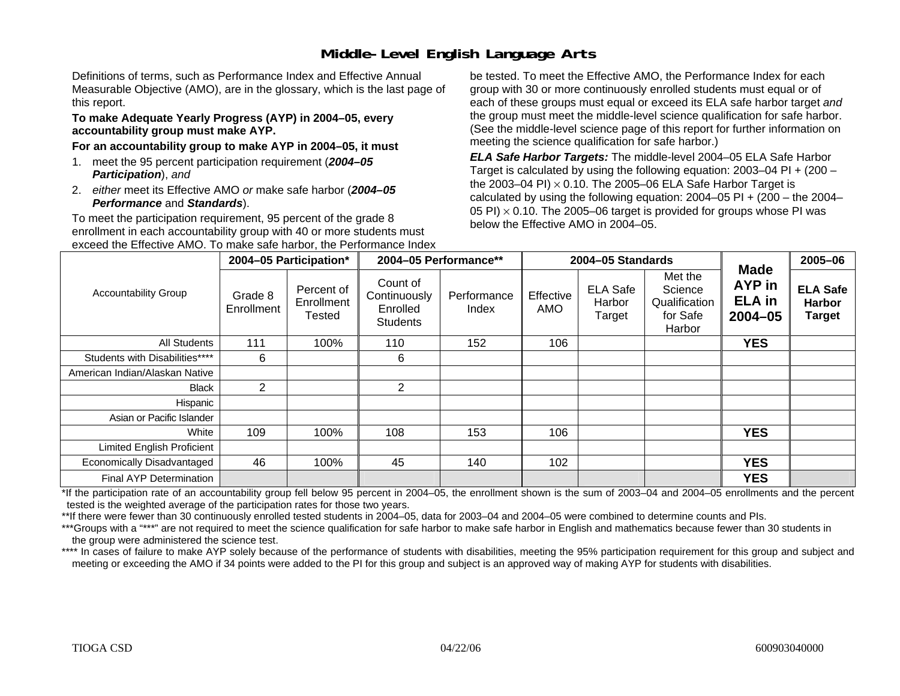# Middle-Level English Language Arts

Definitions of terms, such as Performance Index and Effective Annual Measurable Objective (AMO), are in the glossary, which is the last page of this report.

**To make Adequate Yearly Progress (AYP) in 2004–05, every accountability group must make AYP.**

**For an accountability group to make AYP in 2004–05, it must**

1. meet the 95 percent participation requirement (***2004–05 Participation***), *and*
2. *either* meet its Effective AMO *or* make safe harbor (***2004–05 Performance*** and ***Standards***).

To meet the participation requirement, 95 percent of the grade 8 enrollment in each accountability group with 40 or more students must be tested. To meet the Effective AMO, the Performance Index for each group with 30 or more continuously enrolled students must equal or exceed the Effective AMO. To make safe harbor, the Performance Index of each of these groups must equal or exceed its ELA safe harbor target *and* the group must meet the middle-level science qualification for safe harbor. (See the middle-level science page of this report for further information on meeting the science qualification for safe harbor.)

***ELA Safe Harbor Targets:*** The middle-level 2004–05 ELA Safe Harbor Target is calculated by using the following equation: 2003–04 PI + (200 – the 2003–04 PI) $\times$ 0.10. The 2005–06 ELA Safe Harbor Target is calculated by using the following equation: 2004–05 PI + (200 – the 2004–05 PI) $\times$ 0.10. The 2005–06 target is provided for groups whose PI was below the Effective AMO in 2004–05.

| Accountability Group | 2004–05 Participation* | | 2004–05 Performance** | | 2004–05 Standards | | | Made AYP in ELA in 2004–05 | 2005–06 |
|---|---|---|---|---|---|---|---|---|---|
| | Grade 8 Enrollment | Percent of Enrollment Tested | Count of Continuously Enrolled Students | Performance Index | Effective AMO | ELA Safe Harbor Target | Met the Science Qualification for Safe Harbor | | ELA Safe Harbor Target |
| All Students | 111 | 100% | 110 | 152 | 106 | | | YES | |
| Students with Disabilities**** | 6 | | 6 | | | | | | |
| American Indian/Alaskan Native | | | | | | | | | |
| Black | 2 | | 2 | | | | | | |
| Hispanic | | | | | | | | | |
| Asian or Pacific Islander | | | | | | | | | |
| White | 109 | 100% | 108 | 153 | 106 | | | YES | |
| Limited English Proficient | | | | | | | | | |
| Economically Disadvantaged | 46 | 100% | 45 | 140 | 102 | | | YES | |
| Final AYP Determination | | | | | | | | YES | |

*If the participation rate of an accountability group fell below 95 percent in 2004–05, the enrollment shown is the sum of 2003–04 and 2004–05 enrollments and the percent tested is the weighted average of the participation rates for those two years.

**If there were fewer than 30 continuously enrolled tested students in 2004–05, data for 2003–04 and 2004–05 were combined to determine counts and PIs.

***Groups with a "***" are not required to meet the science qualification for safe harbor to make safe harbor in English and mathematics because fewer than 30 students in the group were administered the science test.

**** In cases of failure to make AYP solely because of the performance of students with disabilities, meeting the 95% participation requirement for this group and subject and meeting or exceeding the AMO if 34 points were added to the PI for this group and subject is an approved way of making AYP for students with disabilities.

TIOGA CSD 04/22/06 600903040000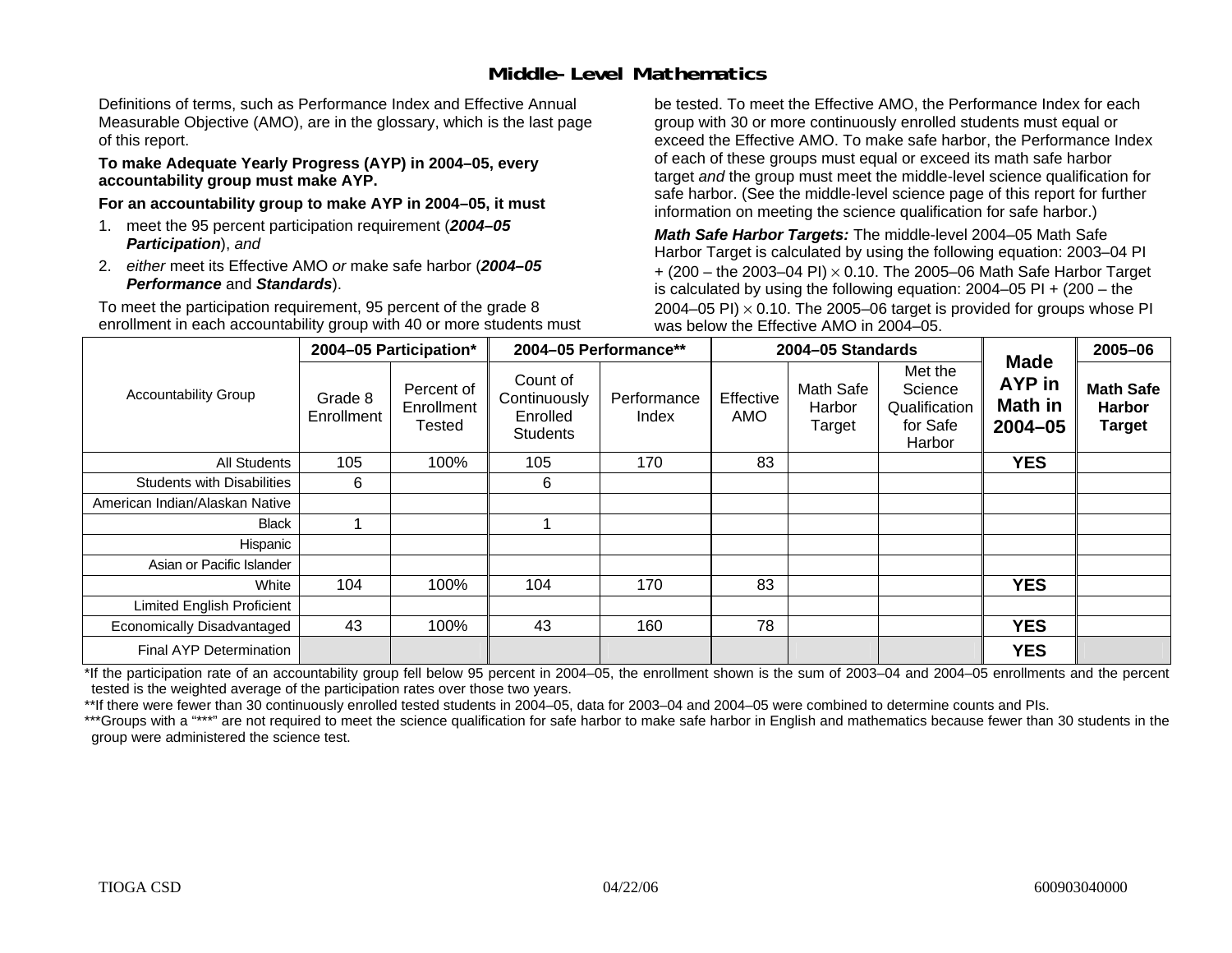# Middle-Level Mathematics

Definitions of terms, such as Performance Index and Effective Annual Measurable Objective (AMO), are in the glossary, which is the last page of this report.

**To make Adequate Yearly Progress (AYP) in 2004–05, every accountability group must make AYP.**

**For an accountability group to make AYP in 2004–05, it must**

1. meet the 95 percent participation requirement (***2004–05 Participation***), *and*
2. *either* meet its Effective AMO *or* make safe harbor (***2004–05 Performance*** and ***Standards***).

To meet the participation requirement, 95 percent of the grade 8 enrollment in each accountability group with 40 or more students must be tested. To meet the Effective AMO, the Performance Index for each group with 30 or more continuously enrolled students must equal or exceed the Effective AMO. To make safe harbor, the Performance Index of each of these groups must equal or exceed its math safe harbor target *and* the group must meet the middle-level science qualification for safe harbor. (See the middle-level science page of this report for further information on meeting the science qualification for safe harbor.)

***Math Safe Harbor Targets:*** The middle-level 2004–05 Math Safe Harbor Target is calculated by using the following equation: 2003–04 PI + (200 – the 2003–04 PI) $\times$ 0.10. The 2005–06 Math Safe Harbor Target is calculated by using the following equation: 2004–05 PI + (200 – the 2004–05 PI) $\times$ 0.10. The 2005–06 target is provided for groups whose PI was below the Effective AMO in 2004–05.

| Accountability Group | 2004–05 Participation* | | 2004–05 Performance** | | 2004–05 Standards | | | Made AYP in Math in 2004–05 | 2005–06 |
|---|---|---|---|---|---|---|---|---|---|
| | Grade 8 Enrollment | Percent of Enrollment Tested | Count of Continuously Enrolled Students | Performance Index | Effective AMO | Math Safe Harbor Target | Met the Science Qualification for Safe Harbor | | Math Safe Harbor Target |
| All Students | 105 | 100% | 105 | 170 | 83 | | | **YES** | |
| Students with Disabilities | 6 | | 6 | | | | | | |
| American Indian/Alaskan Native | | | | | | | | | |
| Black | 1 | | 1 | | | | | | |
| Hispanic | | | | | | | | | |
| Asian or Pacific Islander | | | | | | | | | |
| White | 104 | 100% | 104 | 170 | 83 | | | **YES** | |
| Limited English Proficient | | | | | | | | | |
| Economically Disadvantaged | 43 | 100% | 43 | 160 | 78 | | | **YES** | |
| Final AYP Determination | | | | | | | | **YES** | |

*If the participation rate of an accountability group fell below 95 percent in 2004–05, the enrollment shown is the sum of 2003–04 and 2004–05 enrollments and the percent tested is the weighted average of the participation rates over those two years.

**If there were fewer than 30 continuously enrolled tested students in 2004–05, data for 2003–04 and 2004–05 were combined to determine counts and PIs.

***Groups with a "***" are not required to meet the science qualification for safe harbor to make safe harbor in English and mathematics because fewer than 30 students in the group were administered the science test.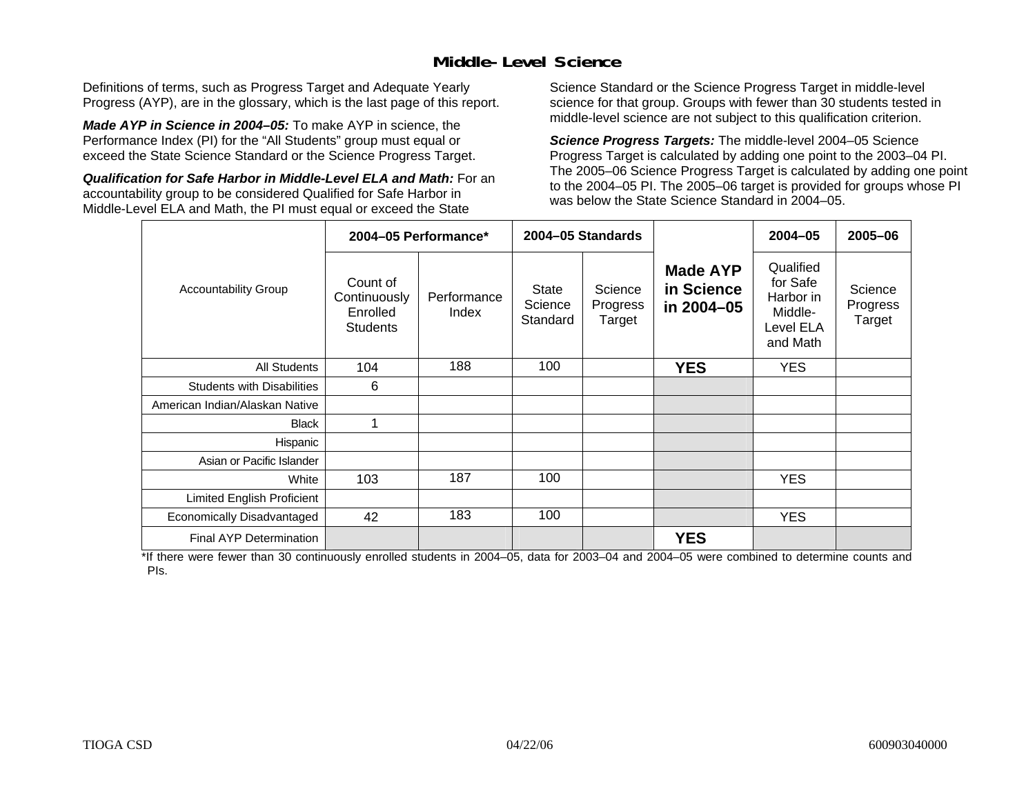## Middle-Level Science

Definitions of terms, such as Progress Target and Adequate Yearly Progress (AYP), are in the glossary, which is the last page of this report.

***Made AYP in Science in 2004–05:*** To make AYP in science, the Performance Index (PI) for the "All Students" group must equal or exceed the State Science Standard or the Science Progress Target.

***Qualification for Safe Harbor in Middle-Level ELA and Math:*** For an accountability group to be considered Qualified for Safe Harbor in Middle-Level ELA and Math, the PI must equal or exceed the State Science Standard or the Science Progress Target in middle-level science for that group. Groups with fewer than 30 students tested in middle-level science are not subject to this qualification criterion.

***Science Progress Targets:*** The middle-level 2004–05 Science Progress Target is calculated by adding one point to the 2003–04 PI. The 2005–06 Science Progress Target is calculated by adding one point to the 2004–05 PI. The 2005–06 target is provided for groups whose PI was below the State Science Standard in 2004–05.

| Accountability Group | 2004–05 Performance* | | 2004–05 Standards | | Made AYP in Science in 2004–05 | 2004–05 | 2005–06 |
|---|---|---|---|---|---|---|---|
| | Count of Continuously Enrolled Students | Performance Index | State Science Standard | Science Progress Target | | Qualified for Safe Harbor in Middle-Level ELA and Math | Science Progress Target |
| All Students | 104 | 188 | 100 | | **YES** | YES | |
| Students with Disabilities | 6 | | | | | | |
| American Indian/Alaskan Native | | | | | | | |
| Black | 1 | | | | | | |
| Hispanic | | | | | | | |
| Asian or Pacific Islander | | | | | | | |
| White | 103 | 187 | 100 | | | YES | |
| Limited English Proficient | | | | | | | |
| Economically Disadvantaged | 42 | 183 | 100 | | | YES | |
| Final AYP Determination | | | | | **YES** | | |

*If there were fewer than 30 continuously enrolled students in 2004–05, data for 2003–04 and 2004–05 were combined to determine counts and PIs.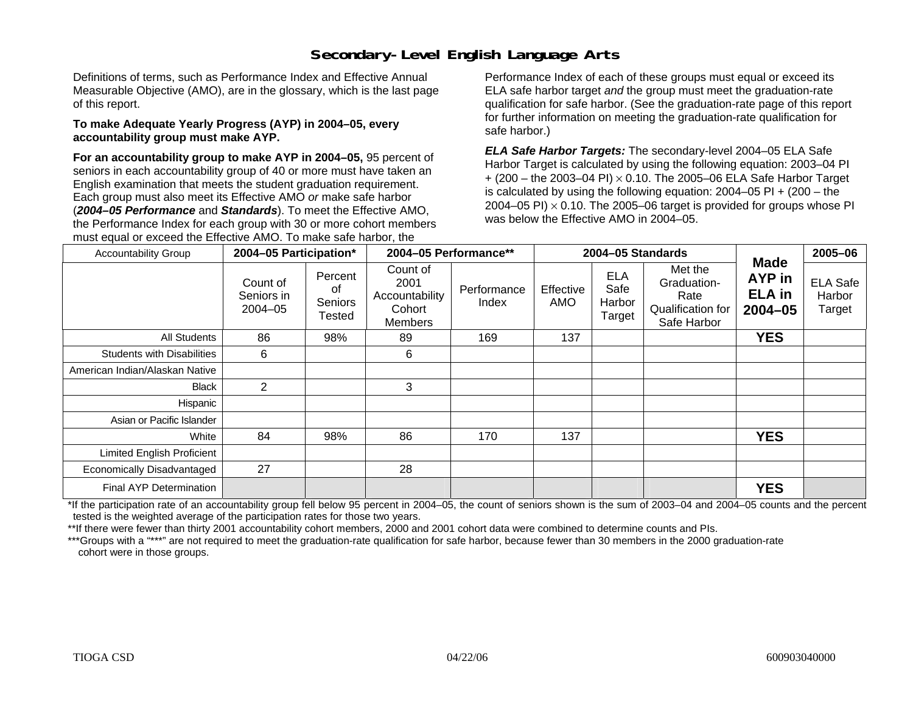# Secondary-Level English Language Arts

Definitions of terms, such as Performance Index and Effective Annual Measurable Objective (AMO), are in the glossary, which is the last page of this report.

**To make Adequate Yearly Progress (AYP) in 2004–05, every accountability group must make AYP.**

**For an accountability group to make AYP in 2004–05,** 95 percent of seniors in each accountability group of 40 or more must have taken an English examination that meets the student graduation requirement. Each group must also meet its Effective AMO *or* make safe harbor (***2004–05 Performance*** and ***Standards***). To meet the Effective AMO, the Performance Index for each group with 30 or more cohort members must equal or exceed the Effective AMO. To make safe harbor, the Performance Index of each of these groups must equal or exceed its ELA safe harbor target *and* the group must meet the graduation-rate qualification for safe harbor. (See the graduation-rate page of this report for further information on meeting the graduation-rate qualification for safe harbor.)

***ELA Safe Harbor Targets:*** The secondary-level 2004–05 ELA Safe Harbor Target is calculated by using the following equation: 2003–04 PI + (200 – the 2003–04 PI) × 0.10. The 2005–06 ELA Safe Harbor Target is calculated by using the following equation: 2004–05 PI + (200 – the 2004–05 PI) × 0.10. The 2005–06 target is provided for groups whose PI was below the Effective AMO in 2004–05.

| Accountability Group | 2004–05 Participation* | | 2004–05 Performance** | | 2004–05 Standards | | | Made AYP in ELA in 2004–05 | 2005–06 |
|---|---|---|---|---|---|---|---|---|---|
| | Count of Seniors in 2004–05 | Percent of Seniors Tested | Count of 2001 Accountability Cohort Members | Performance Index | Effective AMO | ELA Safe Harbor Target | Met the Graduation-Rate Qualification for Safe Harbor | | ELA Safe Harbor Target |
| All Students | 86 | 98% | 89 | 169 | 137 | | | **YES** | |
| Students with Disabilities | 6 | | 6 | | | | | | |
| American Indian/Alaskan Native | | | | | | | | | |
| Black | 2 | | 3 | | | | | | |
| Hispanic | | | | | | | | | |
| Asian or Pacific Islander | | | | | | | | | |
| White | 84 | 98% | 86 | 170 | 137 | | | **YES** | |
| Limited English Proficient | | | | | | | | | |
| Economically Disadvantaged | 27 | | 28 | | | | | | |
| Final AYP Determination | | | | | | | | **YES** | |

*If the participation rate of an accountability group fell below 95 percent in 2004–05, the count of seniors shown is the sum of 2003–04 and 2004–05 counts and the percent tested is the weighted average of the participation rates for those two years.

**If there were fewer than thirty 2001 accountability cohort members, 2000 and 2001 cohort data were combined to determine counts and PIs.

***Groups with a "***" are not required to meet the graduation-rate qualification for safe harbor, because fewer than 30 members in the 2000 graduation-rate cohort were in those groups.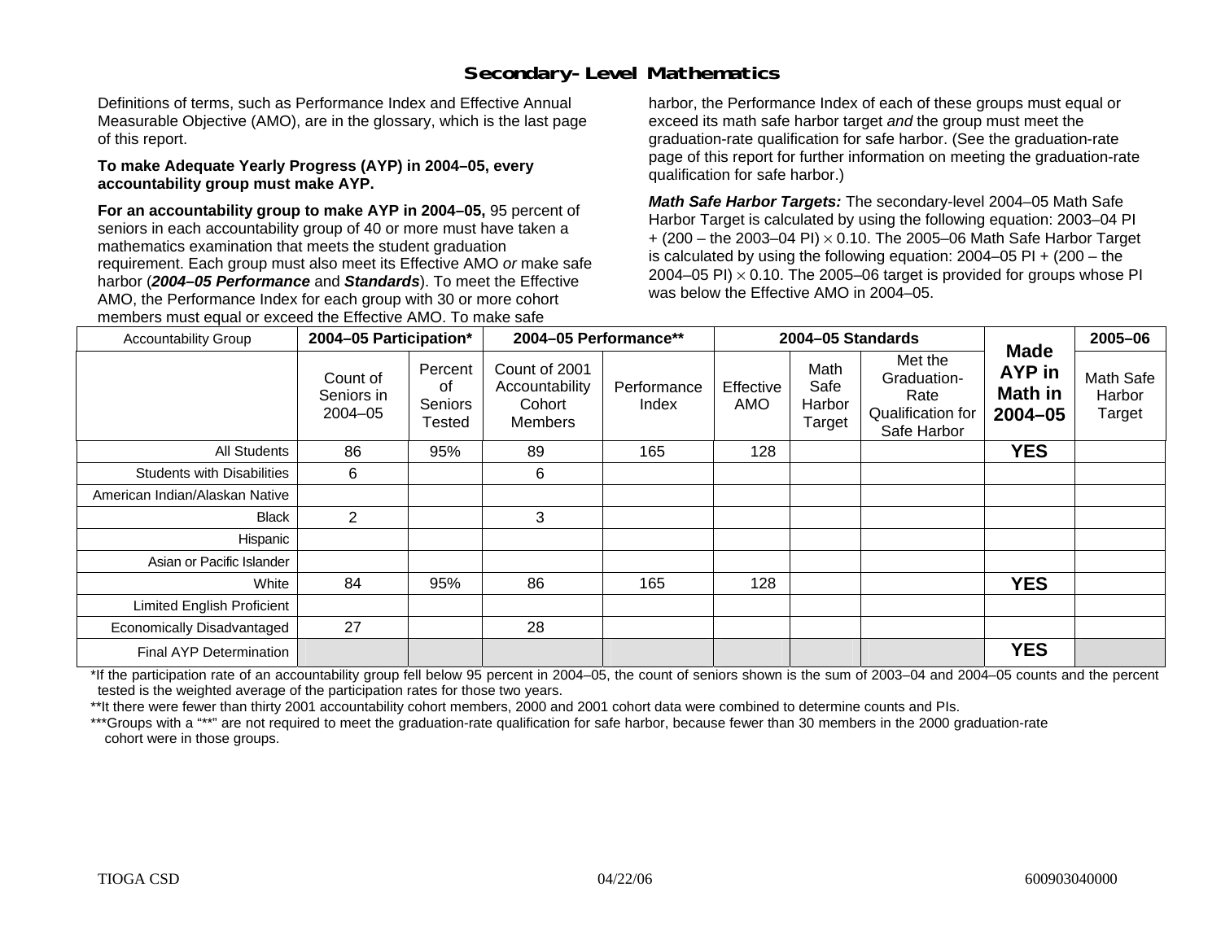## Secondary-Level Mathematics

Definitions of terms, such as Performance Index and Effective Annual Measurable Objective (AMO), are in the glossary, which is the last page of this report.

**To make Adequate Yearly Progress (AYP) in 2004–05, every accountability group must make AYP.**

**For an accountability group to make AYP in 2004–05,** 95 percent of seniors in each accountability group of 40 or more must have taken a mathematics examination that meets the student graduation requirement. Each group must also meet its Effective AMO *or* make safe harbor (***2004–05 Performance*** and ***Standards***). To meet the Effective AMO, the Performance Index for each group with 30 or more cohort members must equal or exceed the Effective AMO. To make safe harbor, the Performance Index of each of these groups must equal or exceed its math safe harbor target *and* the group must meet the graduation-rate qualification for safe harbor. (See the graduation-rate page of this report for further information on meeting the graduation-rate qualification for safe harbor.)

***Math Safe Harbor Targets:*** The secondary-level 2004–05 Math Safe Harbor Target is calculated by using the following equation: 2003–04 PI + (200 – the 2003–04 PI) $\times$ 0.10. The 2005–06 Math Safe Harbor Target is calculated by using the following equation: 2004–05 PI + (200 – the 2004–05 PI) $\times$ 0.10. The 2005–06 target is provided for groups whose PI was below the Effective AMO in 2004–05.

| Accountability Group | 2004–05 Participation* | | 2004–05 Performance** | | 2004–05 Standards | | | Made AYP in Math in 2004–05 | 2005–06 |
|---|---|---|---|---|---|---|---|---|---|
| | Count of Seniors in 2004–05 | Percent of Seniors Tested | Count of 2001 Accountability Cohort Members | Performance Index | Effective AMO | Math Safe Harbor Target | Met the Graduation-Rate Qualification for Safe Harbor | | Math Safe Harbor Target |
| All Students | 86 | 95% | 89 | 165 | 128 | | | **YES** | |
| Students with Disabilities | 6 | | 6 | | | | | | |
| American Indian/Alaskan Native | | | | | | | | | |
| Black | 2 | | 3 | | | | | | |
| Hispanic | | | | | | | | | |
| Asian or Pacific Islander | | | | | | | | | |
| White | 84 | 95% | 86 | 165 | 128 | | | **YES** | |
| Limited English Proficient | | | | | | | | | |
| Economically Disadvantaged | 27 | | 28 | | | | | | |
| Final AYP Determination | | | | | | | | **YES** | |

*If the participation rate of an accountability group fell below 95 percent in 2004–05, the count of seniors shown is the sum of 2003–04 and 2004–05 counts and the percent tested is the weighted average of the participation rates for those two years.

**It there were fewer than thirty 2001 accountability cohort members, 2000 and 2001 cohort data were combined to determine counts and PIs.

***Groups with a "**" are not required to meet the graduation-rate qualification for safe harbor, because fewer than 30 members in the 2000 graduation-rate cohort were in those groups.

TIOGA CSD 04/22/06 600903040000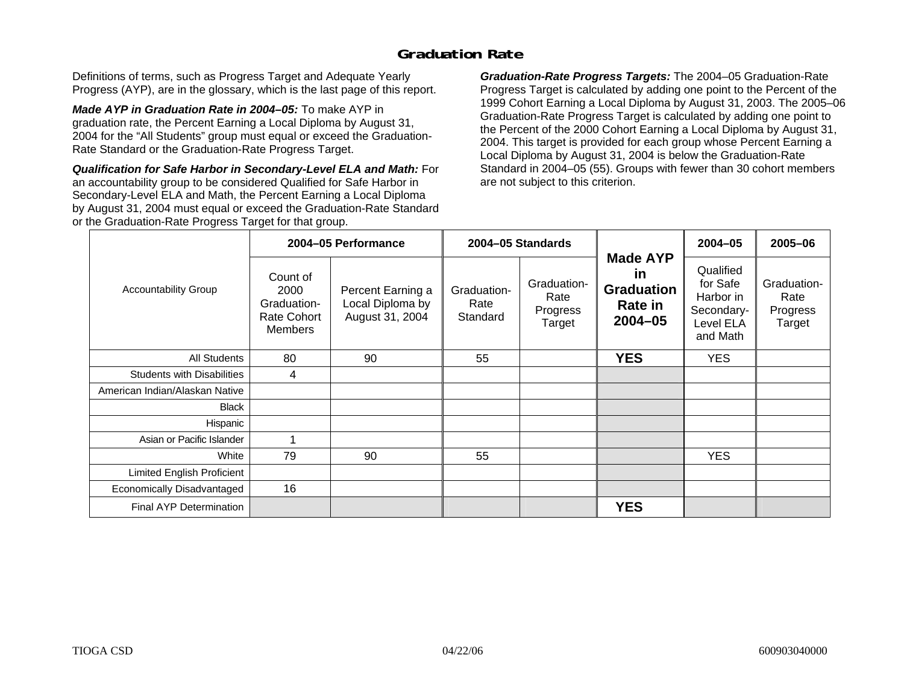# Graduation Rate

Definitions of terms, such as Progress Target and Adequate Yearly Progress (AYP), are in the glossary, which is the last page of this report.

***Made AYP in Graduation Rate in 2004–05:*** To make AYP in graduation rate, the Percent Earning a Local Diploma by August 31, 2004 for the "All Students" group must equal or exceed the Graduation-Rate Standard or the Graduation-Rate Progress Target.

***Qualification for Safe Harbor in Secondary-Level ELA and Math:*** For an accountability group to be considered Qualified for Safe Harbor in Secondary-Level ELA and Math, the Percent Earning a Local Diploma by August 31, 2004 must equal or exceed the Graduation-Rate Standard or the Graduation-Rate Progress Target for that group.

***Graduation-Rate Progress Targets:*** The 2004–05 Graduation-Rate Progress Target is calculated by adding one point to the Percent of the 1999 Cohort Earning a Local Diploma by August 31, 2003. The 2005–06 Graduation-Rate Progress Target is calculated by adding one point to the Percent of the 2000 Cohort Earning a Local Diploma by August 31, 2004. This target is provided for each group whose Percent Earning a Local Diploma by August 31, 2004 is below the Graduation-Rate Standard in 2004–05 (55). Groups with fewer than 30 cohort members are not subject to this criterion.

| Accountability Group | 2004–05 Performance | | 2004–05 Standards | | Made AYP in Graduation Rate in 2004–05 | 2004–05 | 2005–06 |
|---|---|---|---|---|---|---|---|
| | Count of 2000 Graduation-Rate Cohort Members | Percent Earning a Local Diploma by August 31, 2004 | Graduation-Rate Standard | Graduation-Rate Progress Target | | Qualified for Safe Harbor in Secondary-Level ELA and Math | Graduation-Rate Progress Target |
| All Students | 80 | 90 | 55 | | **YES** | YES | |
| Students with Disabilities | 4 | | | | | | |
| American Indian/Alaskan Native | | | | | | | |
| Black | | | | | | | |
| Hispanic | | | | | | | |
| Asian or Pacific Islander | 1 | | | | | | |
| White | 79 | 90 | 55 | | | YES | |
| Limited English Proficient | | | | | | | |
| Economically Disadvantaged | 16 | | | | | | |
| Final AYP Determination | | | | | **YES** | | |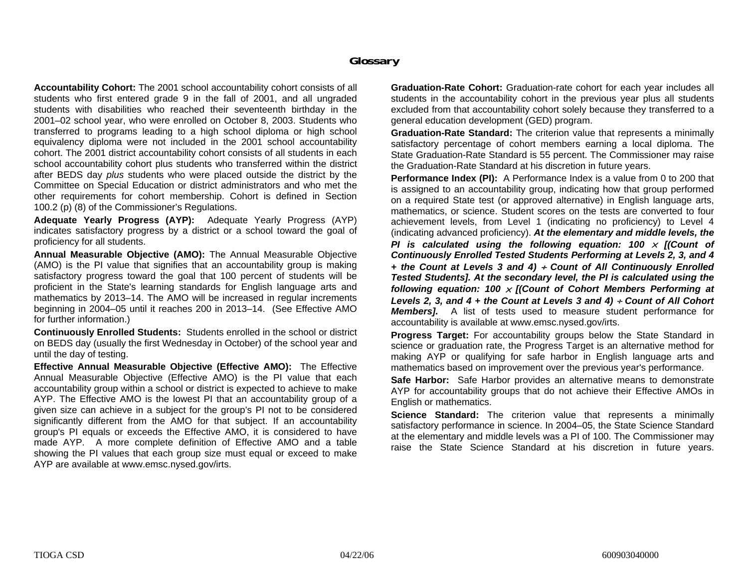# Glossary

**Accountability Cohort:** The 2001 school accountability cohort consists of all students who first entered grade 9 in the fall of 2001, and all ungraded students with disabilities who reached their seventeenth birthday in the 2001–02 school year, who were enrolled on October 8, 2003. Students who transferred to programs leading to a high school diploma or high school equivalency diploma were not included in the 2001 school accountability cohort. The 2001 district accountability cohort consists of all students in each school accountability cohort plus students who transferred within the district after BEDS day *plus* students who were placed outside the district by the Committee on Special Education or district administrators and who met the other requirements for cohort membership. Cohort is defined in Section 100.2 (p) (8) of the Commissioner's Regulations.

**Adequate Yearly Progress (AYP):** Adequate Yearly Progress (AYP) indicates satisfactory progress by a district or a school toward the goal of proficiency for all students.

**Annual Measurable Objective (AMO):** The Annual Measurable Objective (AMO) is the PI value that signifies that an accountability group is making satisfactory progress toward the goal that 100 percent of students will be proficient in the State's learning standards for English language arts and mathematics by 2013–14. The AMO will be increased in regular increments beginning in 2004–05 until it reaches 200 in 2013–14. (See Effective AMO for further information.)

**Continuously Enrolled Students:** Students enrolled in the school or district on BEDS day (usually the first Wednesday in October) of the school year and until the day of testing.

**Effective Annual Measurable Objective (Effective AMO):** The Effective Annual Measurable Objective (Effective AMO) is the PI value that each accountability group within a school or district is expected to achieve to make AYP. The Effective AMO is the lowest PI that an accountability group of a given size can achieve in a subject for the group's PI not to be considered significantly different from the AMO for that subject. If an accountability group's PI equals or exceeds the Effective AMO, it is considered to have made AYP. A more complete definition of Effective AMO and a table showing the PI values that each group size must equal or exceed to make AYP are available at www.emsc.nysed.gov/irts.

**Graduation-Rate Cohort:** Graduation-rate cohort for each year includes all students in the accountability cohort in the previous year plus all students excluded from that accountability cohort solely because they transferred to a general education development (GED) program.

**Graduation-Rate Standard:** The criterion value that represents a minimally satisfactory percentage of cohort members earning a local diploma. The State Graduation-Rate Standard is 55 percent. The Commissioner may raise the Graduation-Rate Standard at his discretion in future years.

**Performance Index (PI):** A Performance Index is a value from 0 to 200 that is assigned to an accountability group, indicating how that group performed on a required State test (or approved alternative) in English language arts, mathematics, or science. Student scores on the tests are converted to four achievement levels, from Level 1 (indicating no proficiency) to Level 4 (indicating advanced proficiency). ***At the elementary and middle levels, the PI is calculated using the following equation: 100 × [(Count of Continuously Enrolled Tested Students Performing at Levels 2, 3, and 4 + the Count at Levels 3 and 4) ÷ Count of All Continuously Enrolled Tested Students]. At the secondary level, the PI is calculated using the following equation: 100 × [(Count of Cohort Members Performing at Levels 2, 3, and 4 + the Count at Levels 3 and 4) ÷ Count of All Cohort Members].*** A list of tests used to measure student performance for accountability is available at www.emsc.nysed.gov/irts.

**Progress Target:** For accountability groups below the State Standard in science or graduation rate, the Progress Target is an alternative method for making AYP or qualifying for safe harbor in English language arts and mathematics based on improvement over the previous year's performance.

**Safe Harbor:** Safe Harbor provides an alternative means to demonstrate AYP for accountability groups that do not achieve their Effective AMOs in English or mathematics.

**Science Standard:** The criterion value that represents a minimally satisfactory performance in science. In 2004–05, the State Science Standard at the elementary and middle levels was a PI of 100. The Commissioner may raise the State Science Standard at his discretion in future years.